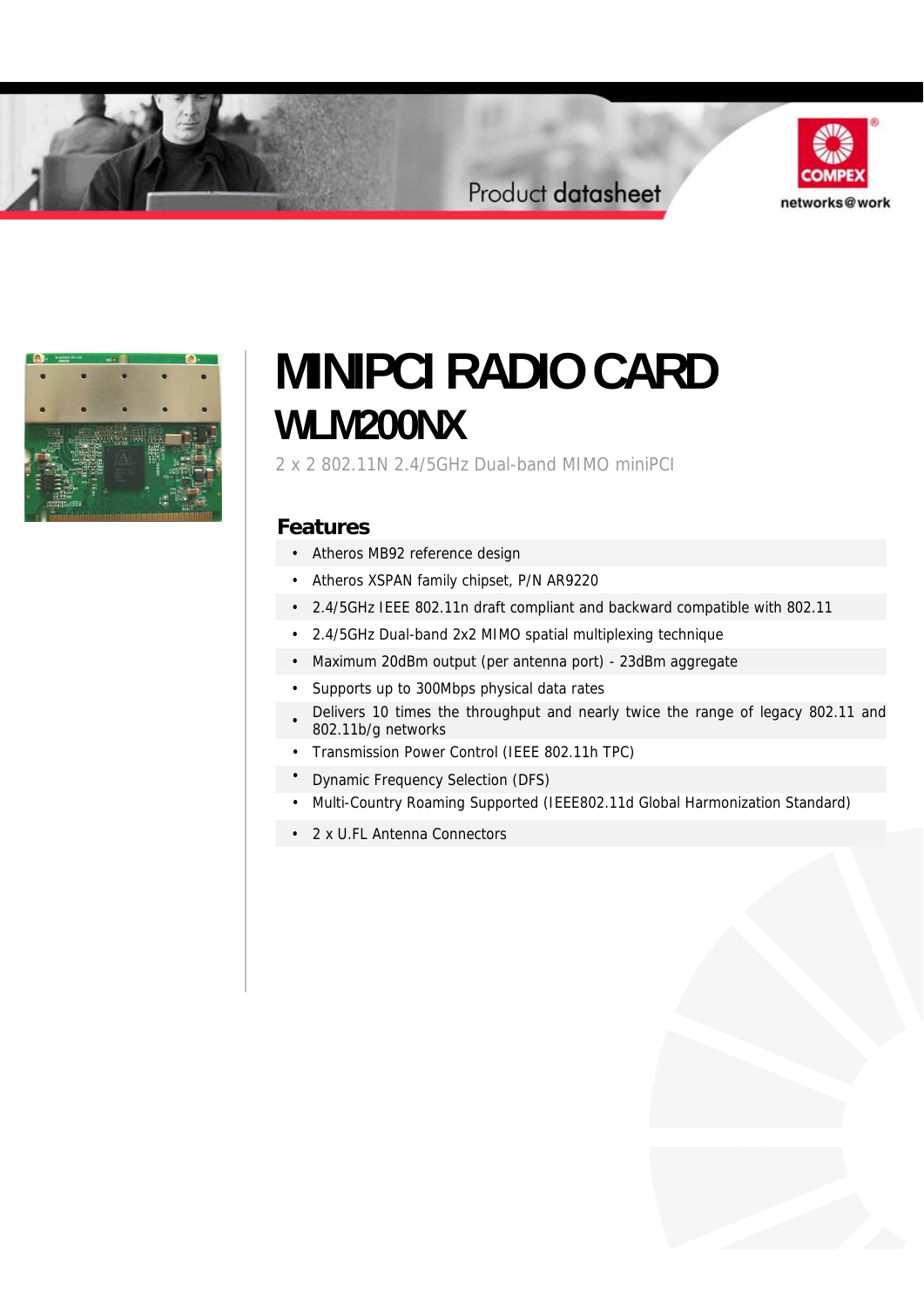Product datasheet

COMPEX

networks@work

# MINIPCI RADIO CARD

## WLM200NX

2 x 2 802.11N 2.4/5GHz Dual-band MIMO miniPCI

### Features

- Atheros MB92 reference design
- Atheros XSPAN family chipset, P/N AR9220
- 2.4/5GHz IEEE 802.11n draft compliant and backward compatible with 802.11
- 2.4/5GHz Dual-band 2x2 MIMO spatial multiplexing technique
- Maximum 20dBm output (per antenna port) - 23dBm aggregate
- Supports up to 300Mbps physical data rates
- Delivers 10 times the throughput and nearly twice the range of legacy 802.11 and 802.11b/g networks
- Transmission Power Control (IEEE 802.11h TPC)
- Dynamic Frequency Selection (DFS)
- Multi-Country Roaming Supported (IEEE802.11d Global Harmonization Standard)
- 2 x U.FL Antenna Connectors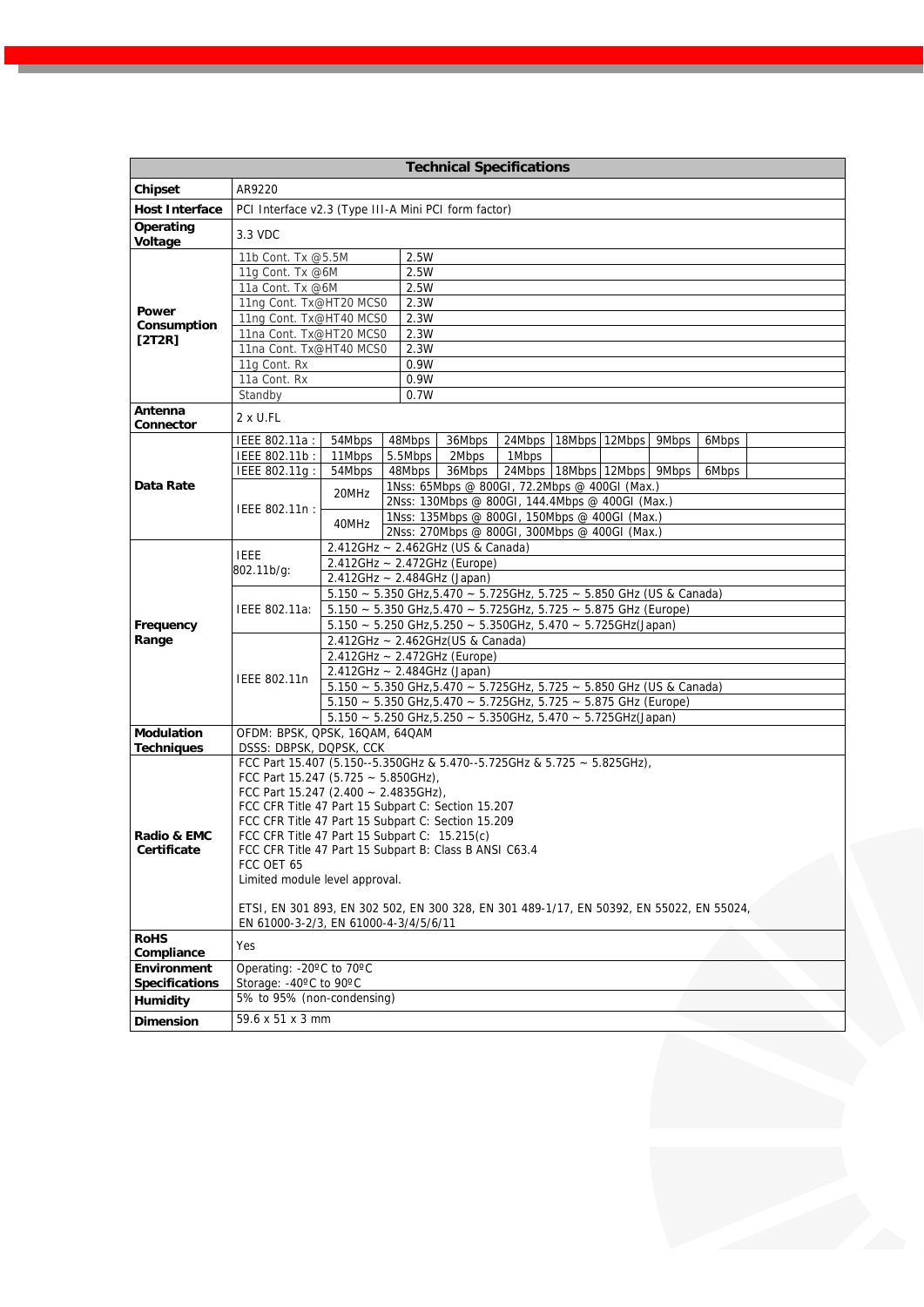## Technical Specifications

| Technical Specifications | | | | | | | | | |
|---|---|---|---|---|---|---|---|---|---|
| **Chipset** | AR9220 | | | | | | | | |
| **Host Interface** | PCI Interface v2.3 (Type III-A Mini PCI form factor) | | | | | | | | |
| **Operating Voltage** | 3.3 VDC | | | | | | | | |
| **Power Consumption [2T2R]** | 11b Cont. Tx @5.5M | 2.5W | | | | | | | |
| | 11g Cont. Tx @6M | 2.5W | | | | | | | |
| | 11a Cont. Tx @6M | 2.5W | | | | | | | |
| | 11ng Cont. Tx@HT20 MCS0 | 2.3W | | | | | | | |
| | 11ng Cont. Tx@HT40 MCS0 | 2.3W | | | | | | | |
| | 11na Cont. Tx@HT20 MCS0 | 2.3W | | | | | | | |
| | 11na Cont. Tx@HT40 MCS0 | 2.3W | | | | | | | |
| | 11g Cont. Rx | 0.9W | | | | | | | |
| | 11a Cont. Rx | 0.9W | | | | | | | |
| | Standby | 0.7W | | | | | | | |
| **Antenna Connector** | 2 x U.FL | | | | | | | | |
| **Data Rate** | IEEE 802.11a : | 54Mbps | 48Mbps | 36Mbps | 24Mbps | 18Mbps | 12Mbps | 9Mbps | 6Mbps |
| | IEEE 802.11b : | 11Mbps | 5.5Mbps | 2Mbps | 1Mbps | | | | |
| | IEEE 802.11g : | 54Mbps | 48Mbps | 36Mbps | 24Mbps | 18Mbps | 12Mbps | 9Mbps | 6Mbps |
| | IEEE 802.11n : | 20MHz | 1Nss: 65Mbps @ 800GI, 72.2Mbps @ 400GI (Max.) | | | | | | |
| | | | 2Nss: 130Mbps @ 800GI, 144.4Mbps @ 400GI (Max.) | | | | | | |
| | | 40MHz | 1Nss: 135Mbps @ 800GI, 150Mbps @ 400GI (Max.) | | | | | | |
| | | | 2Nss: 270Mbps @ 800GI, 300Mbps @ 400GI (Max.) | | | | | | |
| **Frequency Range** | IEEE 802.11b/g: | 2.412GHz ~ 2.462GHz (US & Canada) | | | | | | | |
| | | 2.412GHz ~ 2.472GHz (Europe) | | | | | | | |
| | | 2.412GHz ~ 2.484GHz (Japan) | | | | | | | |
| | IEEE 802.11a: | 5.150 ~ 5.350 GHz,5.470 ~ 5.725GHz, 5.725 ~ 5.850 GHz (US & Canada) | | | | | | | |
| | | 5.150 ~ 5.350 GHz,5.470 ~ 5.725GHz, 5.725 ~ 5.875 GHz (Europe) | | | | | | | |
| | | 5.150 ~ 5.250 GHz,5.250 ~ 5.350GHz, 5.470 ~ 5.725GHz(Japan) | | | | | | | |
| | IEEE 802.11n | 2.412GHz ~ 2.462GHz(US & Canada) | | | | | | | |
| | | 2.412GHz ~ 2.472GHz (Europe) | | | | | | | |
| | | 2.412GHz ~ 2.484GHz (Japan) | | | | | | | |
| | | 5.150 ~ 5.350 GHz,5.470 ~ 5.725GHz, 5.725 ~ 5.850 GHz (US & Canada) | | | | | | | |
| | | 5.150 ~ 5.350 GHz,5.470 ~ 5.725GHz, 5.725 ~ 5.875 GHz (Europe) | | | | | | | |
| | | 5.150 ~ 5.250 GHz,5.250 ~ 5.350GHz, 5.470 ~ 5.725GHz(Japan) | | | | | | | |
| **Modulation Techniques** | OFDM: BPSK, QPSK, 16QAM, 64QAM<br>DSSS: DBPSK, DQPSK, CCK | | | | | | | | |
| **Radio & EMC Certificate** | FCC Part 15.407 (5.150--5.350GHz & 5.470--5.725GHz & 5.725 ~ 5.825GHz),<br>FCC Part 15.247 (5.725 ~ 5.850GHz),<br>FCC Part 15.247 (2.400 ~ 2.4835GHz),<br>FCC CFR Title 47 Part 15 Subpart C: Section 15.207<br>FCC CFR Title 47 Part 15 Subpart C: Section 15.209<br>FCC CFR Title 47 Part 15 Subpart C: 15.215(c)<br>FCC CFR Title 47 Part 15 Subpart B: Class B ANSI C63.4<br>FCC OET 65<br>Limited module level approval.<br><br>ETSI, EN 301 893, EN 302 502, EN 300 328, EN 301 489-1/17, EN 50392, EN 55022, EN 55024, EN 61000-3-2/3, EN 61000-4-3/4/5/6/11 | | | | | | | | |
| **RoHS Compliance** | Yes | | | | | | | | |
| **Environment Specifications** | Operating: -20ºC to 70ºC<br>Storage: -40ºC to 90ºC | | | | | | | | |
| **Humidity** | 5% to 95% (non-condensing) | | | | | | | | |
| **Dimension** | 59.6 x 51 x 3 mm | | | | | | | | |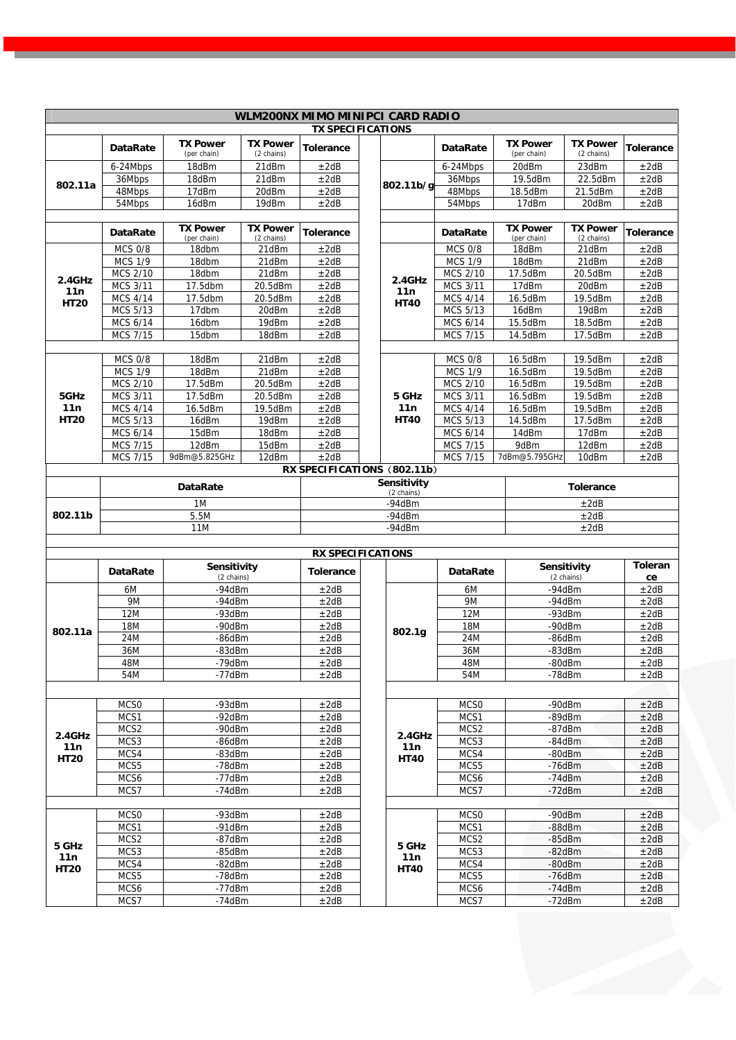## WLM200NX MIMO MINIPCI CARD RADIO

### TX SPECIFICATIONS

| | DataRate | TX Power (per chain) | TX Power (2 chains) | Tolerance | | DataRate | TX Power (per chain) | TX Power (2 chains) | Tolerance |
|---|---|---|---|---|---|---|---|---|---|
| 802.11a | 6-24Mbps | 18dBm | 21dBm | ±2dB | 802.11b/g | 6-24Mbps | 20dBm | 23dBm | ±2dB |
| | 36Mbps | 18dBm | 21dBm | ±2dB | | 36Mbps | 19.5dBm | 22.5dBm | ±2dB |
| | 48Mbps | 17dBm | 20dBm | ±2dB | | 48Mbps | 18.5dBm | 21.5dBm | ±2dB |
| | 54Mbps | 16dBm | 19dBm | ±2dB | | 54Mbps | 17dBm | 20dBm | ±2dB |

| | DataRate | TX Power (per chain) | TX Power (2 chains) | Tolerance | | DataRate | TX Power (per chain) | TX Power (2 chains) | Tolerance |
|---|---|---|---|---|---|---|---|---|---|
| 2.4GHz 11n HT20 | MCS 0/8 | 18dbm | 21dBm | ±2dB | 2.4GHz 11n HT40 | MCS 0/8 | 18dBm | 21dBm | ±2dB |
| | MCS 1/9 | 18dbm | 21dBm | ±2dB | | MCS 1/9 | 18dBm | 21dBm | ±2dB |
| | MCS 2/10 | 18dbm | 21dBm | ±2dB | | MCS 2/10 | 17.5dBm | 20.5dBm | ±2dB |
| | MCS 3/11 | 17.5dbm | 20.5dBm | ±2dB | | MCS 3/11 | 17dBm | 20dBm | ±2dB |
| | MCS 4/14 | 17.5dbm | 20.5dBm | ±2dB | | MCS 4/14 | 16.5dBm | 19.5dBm | ±2dB |
| | MCS 5/13 | 17dbm | 20dBm | ±2dB | | MCS 5/13 | 16dBm | 19dBm | ±2dB |
| | MCS 6/14 | 16dbm | 19dBm | ±2dB | | MCS 6/14 | 15.5dBm | 18.5dBm | ±2dB |
| | MCS 7/15 | 15dbm | 18dBm | ±2dB | | MCS 7/15 | 14.5dBm | 17.5dBm | ±2dB |
| 5GHz 11n HT20 | MCS 0/8 | 18dBm | 21dBm | ±2dB | 5 GHz 11n HT40 | MCS 0/8 | 16.5dBm | 19.5dBm | ±2dB |
| | MCS 1/9 | 18dBm | 21dBm | ±2dB | | MCS 1/9 | 16.5dBm | 19.5dBm | ±2dB |
| | MCS 2/10 | 17.5dBm | 20.5dBm | ±2dB | | MCS 2/10 | 16.5dBm | 19.5dBm | ±2dB |
| | MCS 3/11 | 17.5dBm | 20.5dBm | ±2dB | | MCS 3/11 | 16.5dBm | 19.5dBm | ±2dB |
| | MCS 4/14 | 16.5dBm | 19.5dBm | ±2dB | | MCS 4/14 | 16.5dBm | 19.5dBm | ±2dB |
| | MCS 5/13 | 16dBm | 19dBm | ±2dB | | MCS 5/13 | 14.5dBm | 17.5dBm | ±2dB |
| | MCS 6/14 | 15dBm | 18dBm | ±2dB | | MCS 6/14 | 14dBm | 17dBm | ±2dB |
| | MCS 7/15 | 12dBm | 15dBm | ±2dB | | MCS 7/15 | 9dBm | 12dBm | ±2dB |
| | MCS 7/15 | 9dBm@5.825GHz | 12dBm | ±2dB | | MCS 7/15 | 7dBm@5.795GHz | 10dBm | ±2dB |

### RX SPECIFICATIONS (802.11b)

| | DataRate | Sensitivity (2 chains) | Tolerance |
|---|---|---|---|
| 802.11b | 1M | -94dBm | ±2dB |
| | 5.5M | -94dBm | ±2dB |
| | 11M | -94dBm | ±2dB |

### RX SPECIFICATIONS

| | DataRate | Sensitivity (2 chains) | Tolerance | | DataRate | Sensitivity (2 chains) | Tolerance |
|---|---|---|---|---|---|---|---|
| 802.11a | 6M | -94dBm | ±2dB | 802.1g | 6M | -94dBm | ±2dB |
| | 9M | -94dBm | ±2dB | | 9M | -94dBm | ±2dB |
| | 12M | -93dBm | ±2dB | | 12M | -93dBm | ±2dB |
| | 18M | -90dBm | ±2dB | | 18M | -90dBm | ±2dB |
| | 24M | -86dBm | ±2dB | | 24M | -86dBm | ±2dB |
| | 36M | -83dBm | ±2dB | | 36M | -83dBm | ±2dB |
| | 48M | -79dBm | ±2dB | | 48M | -80dBm | ±2dB |
| | 54M | -77dBm | ±2dB | | 54M | -78dBm | ±2dB |
| 2.4GHz 11n HT20 | MCS0 | -93dBm | ±2dB | 2.4GHz 11n HT40 | MCS0 | -90dBm | ±2dB |
| | MCS1 | -92dBm | ±2dB | | MCS1 | -89dBm | ±2dB |
| | MCS2 | -90dBm | ±2dB | | MCS2 | -87dBm | ±2dB |
| | MCS3 | -86dBm | ±2dB | | MCS3 | -84dBm | ±2dB |
| | MCS4 | -83dBm | ±2dB | | MCS4 | -80dBm | ±2dB |
| | MCS5 | -78dBm | ±2dB | | MCS5 | -76dBm | ±2dB |
| | MCS6 | -77dBm | ±2dB | | MCS6 | -74dBm | ±2dB |
| | MCS7 | -74dBm | ±2dB | | MCS7 | -72dBm | ±2dB |
| 5 GHz 11n HT20 | MCS0 | -93dBm | ±2dB | 5 GHz 11n HT40 | MCS0 | -90dBm | ±2dB |
| | MCS1 | -91dBm | ±2dB | | MCS1 | -88dBm | ±2dB |
| | MCS2 | -87dBm | ±2dB | | MCS2 | -85dBm | ±2dB |
| | MCS3 | -85dBm | ±2dB | | MCS3 | -82dBm | ±2dB |
| | MCS4 | -82dBm | ±2dB | | MCS4 | -80dBm | ±2dB |
| | MCS5 | -78dBm | ±2dB | | MCS5 | -76dBm | ±2dB |
| | MCS6 | -77dBm | ±2dB | | MCS6 | -74dBm | ±2dB |
| | MCS7 | -74dBm | ±2dB | | MCS7 | -72dBm | ±2dB |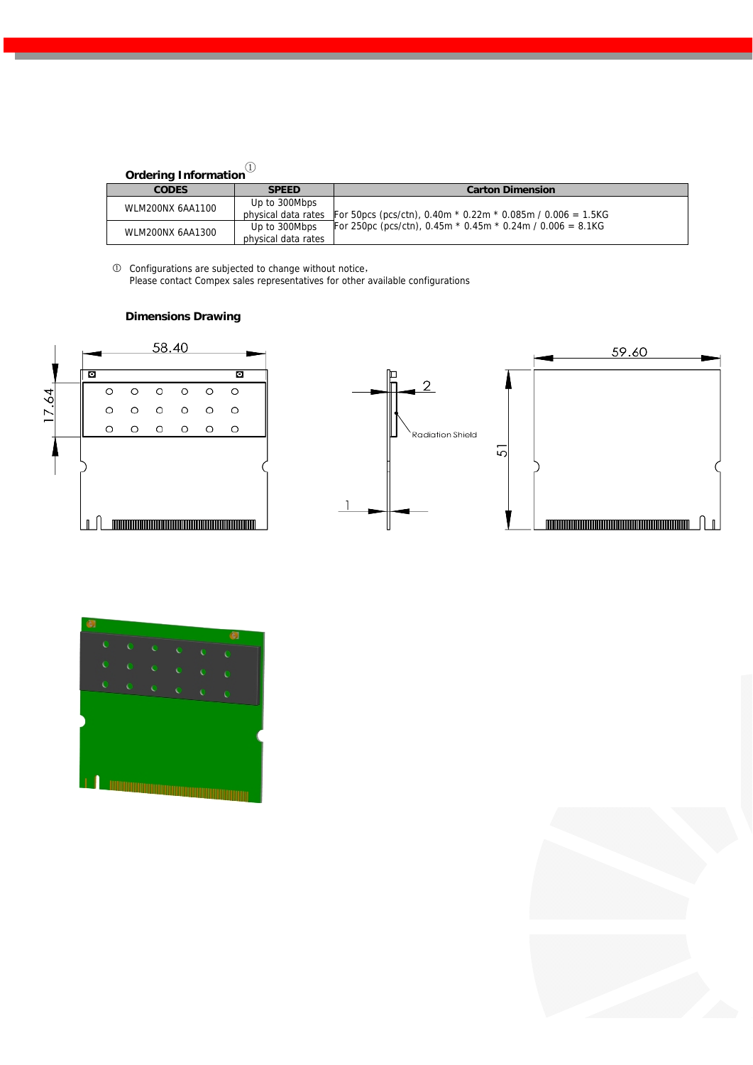### Ordering Information ①

| CODES | SPEED | Carton Dimension |
|---|---|---|
| WLM200NX 6AA1100 | Up to 300Mbps physical data rates | For 50pcs (pcs/ctn), 0.40m * 0.22m * 0.085m / 0.006 = 1.5KG |
| WLM200NX 6AA1300 | Up to 300Mbps physical data rates | For 250pc (pcs/ctn), 0.45m * 0.45m * 0.24m / 0.006 = 8.1KG |

① Configurations are subjected to change without notice.
Please contact Compex sales representatives for other available configurations

### Dimensions Drawing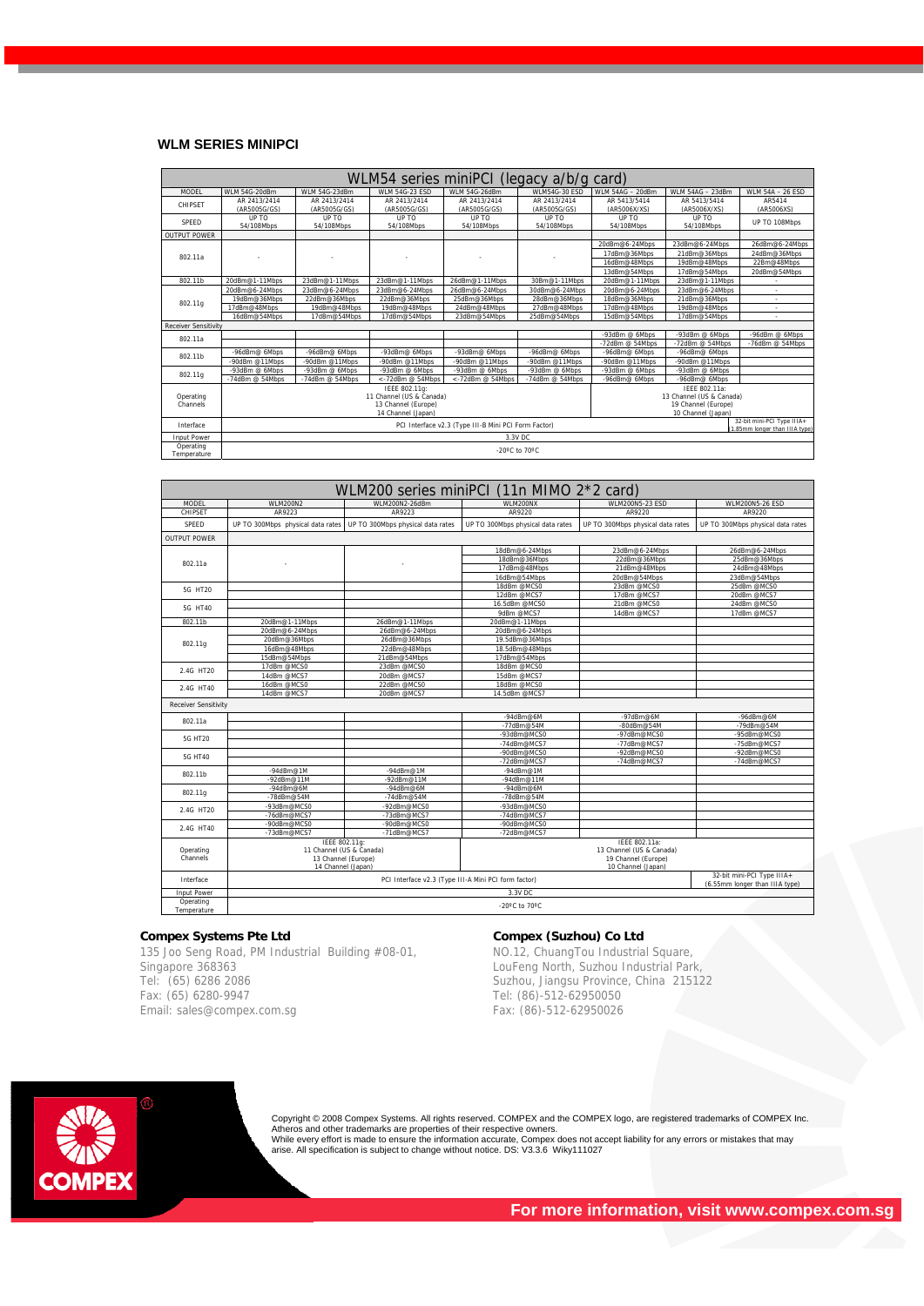### WLM SERIES MINIPCI

**WLM54 series miniPCI (legacy a/b/g card)**

| MODEL | WLM 54G-20dBm | WLM 54G-23dBm | WLM 54G-23 ESD | WLM 54G-26dBm | WLM54G-30 ESD | WLM 54AG – 20dBm | WLM 54AG – 23dBm | WLM 54A – 26 ESD |
|---|---|---|---|---|---|---|---|---|
| CHIPSET | AR 2413/2414 (AR5005G/GS) | AR 2413/2414 (AR5005G/GS) | AR 2413/2414 (AR5005G/GS) | AR 2413/2414 (AR5005G/GS) | AR 2413/2414 (AR5005G/GS) | AR 5413/5414 (AR5006X/XS) | AR 5413/5414 (AR5006X/XS) | AR5414 (AR5006XS) |
| SPEED | UP TO 54/108Mbps | UP TO 54/108Mbps | UP TO 54/108Mbps | UP TO 54/108Mbps | UP TO 54/108Mbps | UP TO 54/108Mbps | UP TO 54/108Mbps | UP TO 108Mbps |
| OUTPUT POWER | | | | | | | | |
| 802.11a | - | - | - | - | - | 20dBm@6-24Mbps | 23dBm@6-24Mbps | 26dBm@6-24Mbps |
| | | | | | | 17dBm@36Mbps | 21dBm@36Mbps | 24dBm@36Mbps |
| | | | | | | 16dBm@48Mbps | 19dBm@48Mbps | 22Bm@48Mbps |
| | | | | | | 13dBm@54Mbps | 17dBm@54Mbps | 20dBm@54Mbps |
| 802.11b | 20dBm@1-11Mbps | 23dBm@1-11Mbps | 23dBm@1-11Mbps | 26dBm@1-11Mbps | 30Bm@1-11Mbps | 20dBm@1-11Mbps | 23dBm@1-11Mbps | - |
| 802.11g | 20dBm@6-24Mbps | 23dBm@6-24Mbps | 23dBm@6-24Mbps | 26dBm@6-24Mbps | 30dBm@6-24Mbps | 20dBm@6-24Mbps | 23dBm@6-24Mbps | - |
| | 19dBm@36Mbps | 22dBm@36Mbps | 22dBm@36Mbps | 25dBm@36Mbps | 28dBm@36Mbps | 18dBm@36Mbps | 21dBm@36Mbps | - |
| | 17dBm@48Mbps | 19dBm@48Mbps | 19dBm@48Mbps | 24dBm@48Mbps | 27dBm@48Mbps | 17dBm@48Mbps | 19dBm@48Mbps | - |
| | 16dBm@54Mbps | 17dBm@54Mbps | 17dBm@54Mbps | 23dBm@54Mbps | 25dBm@54Mbps | 15dBm@54Mbps | 17dBm@54Mbps | - |
| Receiver Sensitivity | | | | | | | | |
| 802.11a | | | | | | -93dBm @ 6Mbps | -93dBm @ 6Mbps | -96dBm @ 6Mbps |
| | | | | | | -72dBm @ 54Mbps | -72dBm @ 54Mbps | -76dBm @ 54Mbps |
| 802.11b | -96dBm@ 6Mbps | -96dBm@ 6Mbps | -93dBm@ 6Mbps | -93dBm@ 6Mbps | -96dBm@ 6Mbps | -96dBm@ 6Mbps | -96dBm@ 6Mbps | |
| | -90dBm @11Mbps | -90dBm @11Mbps | -90dBm @11Mbps | -90dBm @11Mbps | -90dBm @11Mbps | -90dBm @11Mbps | -90dBm @11Mbps | |
| 802.11g | -93dBm @ 6Mbps | -93dBm @ 6Mbps | -93dBm @ 6Mbps | -93dBm @ 6Mbps | -93dBm @ 6Mbps | -93dBm @ 6Mbps | -93dBm @ 6Mbps | |
| | -74dBm @ 54Mbps | -74dBm @ 54Mbps | <-72dBm @ 54Mbps | <-72dBm @ 54Mbps | -74dBm @ 54Mbps | -96dBm@ 6Mbps | -96dBm@ 6Mbps | |
| Operating Channels | IEEE 802.11g: 11 Channel (US & Canada) 13 Channel (Europe) 14 Channel (Japan) | | | | | IEEE 802.11a: 13 Channel (US & Canada) 19 Channel (Europe) 10 Channel (Japan) | | |
| Interface | PCI Interface v2.3 (Type III-B Mini PCI Form Factor) | | | | | | | 32-bit mini-PCI Type IIIA+ 1.85mm longer than IIIA type) |
| Input Power | 3.3V DC | | | | | | | |
| Operating Temperature | -20ºC to 70ºC | | | | | | | |

**WLM200 series miniPCI (11n MIMO 2*2 card)**

| MODEL | WLM200N2 | WLM200N2-26dBm | WLM200NX | WLM200N5-23 ESD | WLM200N5-26 ESD |
|---|---|---|---|---|---|
| CHIPSET | AR9223 | AR9223 | AR9220 | AR9220 | AR9220 |
| SPEED | UP TO 300Mbps physical data rates | UP TO 300Mbps physical data rates | UP TO 300Mbps physical data rates | UP TO 300Mbps physical data rates | UP TO 300Mbps physical data rates |
| OUTPUT POWER | | | | | |
| 802.11a | - | - | 18dBm@6-24Mbps | 23dBm@6-24Mbps | 26dBm@6-24Mbps |
| | | | 18dBm@36Mbps | 22dBm@36Mbps | 25dBm@36Mbps |
| | | | 17dBm@48Mbps | 21dBm@48Mbps | 24dBm@48Mbps |
| | | | 16dBm@54Mbps | 20dBm@54Mbps | 23dBm@54Mbps |
| 5G HT20 | | | 18dBm @MCS0 | 23dBm @MCS0 | 25dBm @MCS0 |
| | | | 12dBm @MCS7 | 17dBm @MCS7 | 20dBm @MCS7 |
| 5G HT40 | | | 16.5dBm @MCS0 | 21dBm @MCS0 | 24dBm @MCS0 |
| | | | 9dBm @MCS7 | 14dBm @MCS7 | 17dBm @MCS7 |
| 802.11b | 20dBm@1-11Mbps | 26dBm@1-11Mbps | 20dBm@1-11Mbps | | |
| 802.11g | 20dBm@6-24Mbps | 26dBm@6-24Mbps | 20dBm@6-24Mbps | | |
| | 20dBm@36Mbps | 26dBm@36Mbps | 19.5dBm@36Mbps | | |
| | 16dBm@48Mbps | 22dBm@48Mbps | 18.5dBm@48Mbps | | |
| | 15dBm@54Mbps | 21dBm@54Mbps | 17dBm@54Mbps | | |
| 2.4G HT20 | 17dBm @MCS0 | 23dBm @MCS0 | 18dBm @MCS0 | | |
| | 14dBm @MCS7 | 20dBm @MCS7 | 15dBm @MCS7 | | |
| 2.4G HT40 | 16dBm @MCS0 | 22dBm @MCS0 | 18dBm @MCS0 | | |
| | 14dBm @MCS7 | 20dBm @MCS7 | 14.5dBm @MCS7 | | |
| Receiver Sensitivity | | | | | |
| 802.11a | | | -94dBm@6M | -97dBm@6M | -96dBm@6M |
| | | | -77dBm@54M | -80dBm@54M | -79dBm@54M |
| 5G HT20 | | | -93dBm@MCS0 | -97dBm@MCS0 | -95dBm@MCS0 |
| | | | -74dBm@MCS7 | -77dBm@MCS7 | -75dBm@MCS7 |
| 5G HT40 | | | -90dBm@MCS0 | -92dBm@MCS0 | -92dBm@MCS0 |
| | | | -72dBm@MCS7 | -74dBm@MCS7 | -74dBm@MCS7 |
| 802.11b | -94dBm@1M | -94dBm@1M | -94dBm@1M | | |
| | -92dBm@11M | -92dBm@11M | -94dBm@11M | | |
| 802.11g | -94dBm@6M | -94dBm@6M | -94dBm@6M | | |
| | -78dBm@54M | -74dBm@54M | -78dBm@54M | | |
| 2.4G HT20 | -93dBm@MCS0 | -92dBm@MCS0 | -93dBm@MCS0 | | |
| | -76dBm@MCS7 | -73dBm@MCS7 | -74dBm@MCS7 | | |
| 2.4G HT40 | -90dBm@MCS0 | -90dBm@MCS0 | -90dBm@MCS0 | | |
| | -73dBm@MCS7 | -71dBm@MCS7 | -72dBm@MCS7 | | |
| Operating Channels | IEEE 802.11g: 11 Channel (US & Canada) 13 Channel (Europe) 14 Channel (Japan) | | IEEE 802.11a: 13 Channel (US & Canada) 19 Channel (Europe) 10 Channel (Japan) | | |
| Interface | PCI Interface v2.3 (Type III-A Mini PCI form factor) | | | | 32-bit mini-PCI Type IIIA+ (6.55mm longer than IIIA type) |
| Input Power | 3.3V DC | | | | |
| Operating Temperature | -20ºC to 70ºC | | | | |

**Compex Systems Pte Ltd**
135 Joo Seng Road, PM Industrial Building #08-01,
Singapore 368363
Tel: (65) 6286 2086
Fax: (65) 6280-9947
Email: sales@compex.com.sg

**Compex (Suzhou) Co Ltd**
NO.12, ChuangTou Industrial Square,
LouFeng North, Suzhou Industrial Park,
Suzhou, Jiangsu Province, China 215122
Tel: (86)-512-62950050
Fax: (86)-512-62950026

Copyright © 2008 Compex Systems. All rights reserved. COMPEX and the COMPEX logo, are registered trademarks of COMPEX Inc. Atheros and other trademarks are properties of their respective owners.
While every effort is made to ensure the information accurate, Compex does not accept liability for any errors or mistakes that may arise. All specification is subject to change without notice. DS: V3.3.6 Wiky111027

**For more information, visit www.compex.com.sg**